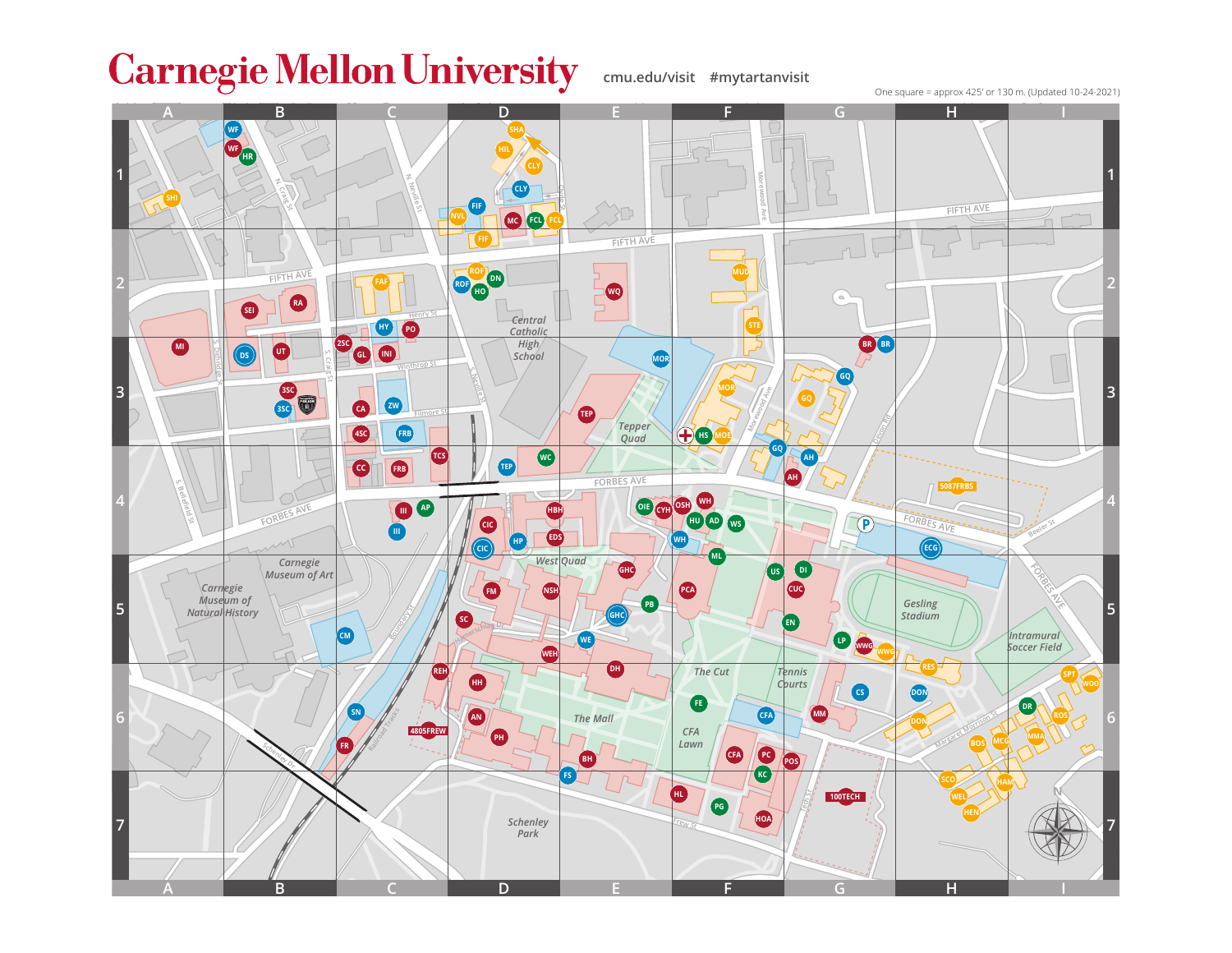# Carnegie Mellon University

cmu.edu/visit #mytartanvisit

One square = approx 425' or 130 m. (Updated 10-24-2021)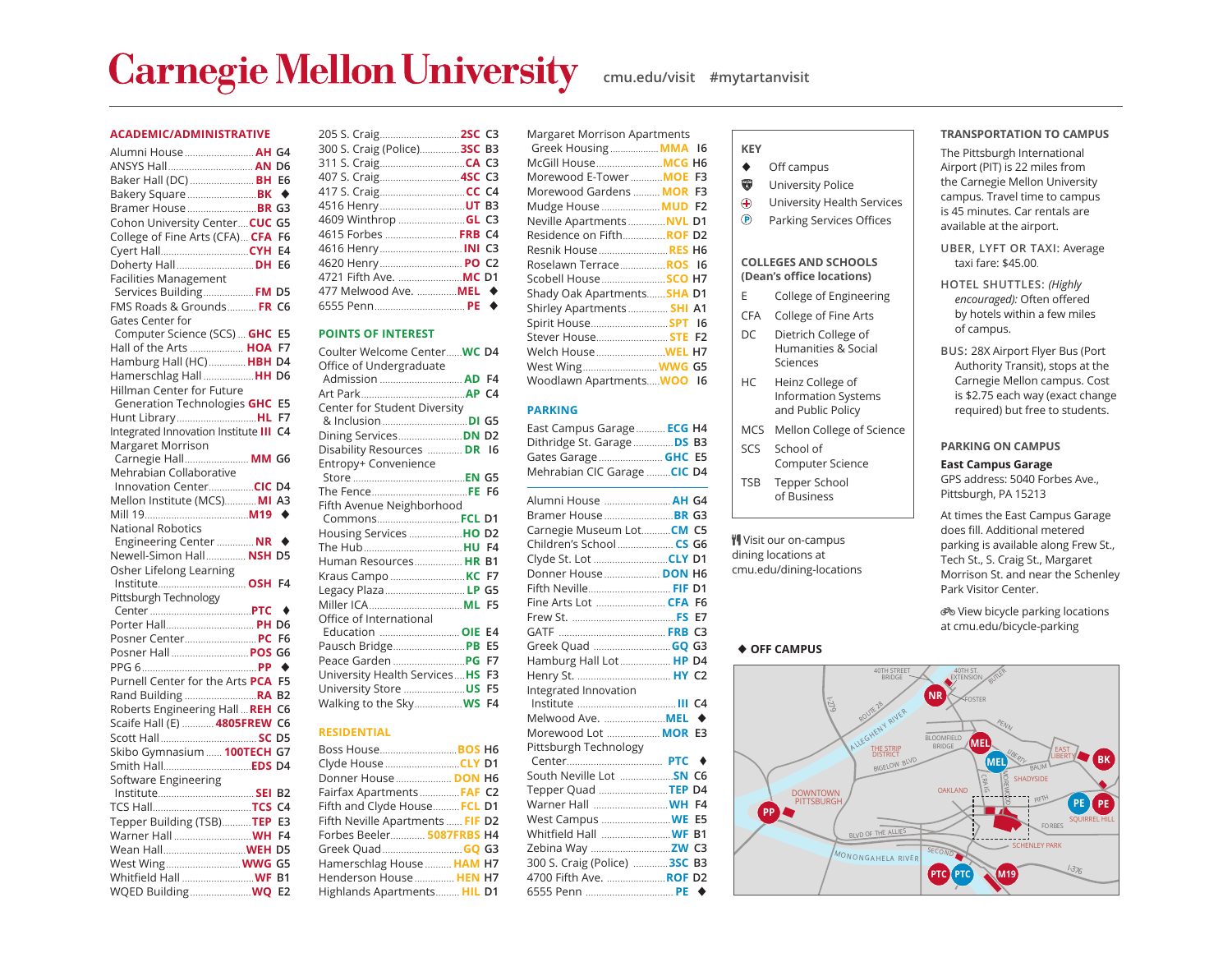# Carnegie Mellon University

cmu.edu/visit #mytartanvisit

## ACADEMIC/ADMINISTRATIVE

- Alumni House ... AH G4
- ANSYS Hall ... AN D6
- Baker Hall (DC) ... BH E6
- Bakery Square ... BK ◆
- Bramer House ... BR G3
- Cohon University Center ... CUC G5
- College of Fine Arts (CFA) ... CFA F6
- Cyert Hall ... CYH E4
- Doherty Hall ... DH E6
- Facilities Management Services Building ... FM D5
- FMS Roads & Grounds ... FR C6
- Gates Center for Computer Science (SCS) ... GHC E5
- Hall of the Arts ... HOA F7
- Hamburg Hall (HC) ... HBH D4
- Hamerschlag Hall ... HH D6
- Hillman Center for Future Generation Technologies GHC E5
- Hunt Library ... HL F7
- Integrated Innovation Institute III C4
- Margaret Morrison Carnegie Hall ... MM G6
- Mehrabian Collaborative Innovation Center ... CIC D4
- Mellon Institute (MCS) ... MI A3
- Mill 19 ... M19 ◆
- National Robotics Engineering Center ... NR ◆
- Newell-Simon Hall ... NSH D5
- Osher Lifelong Learning Institute ... OSH F4
- Pittsburgh Technology Center ... PTC ◆
- Porter Hall ... PH D6
- Posner Center ... PC F6
- Posner Hall ... POS G6
- PPG 6 ... PP ◆
- Purnell Center for the Arts PCA F5
- Rand Building ... RA B2
- Roberts Engineering Hall ... REH C6
- Scaife Hall (E) ... 4805FREW C6
- Scott Hall ... SC D5
- Skibo Gymnasium ... 100TECH G7
- Smith Hall ... EDS D4
- Software Engineering Institute ... SEI B2
- TCS Hall ... TCS C4
- Tepper Building (TSB) ... TEP E3
- Warner Hall ... WH F4
- Wean Hall ... WEH D5
- West Wing ... WWG G5
- Whitfield Hall ... WF B1
- WQED Building ... WQ E2
- 205 S. Craig ... 2SC C3
- 300 S. Craig (Police) ... 3SC B3
- 311 S. Craig ... CA C3
- 407 S. Craig ... 4SC C3
- 417 S. Craig ... CC C4
- 4516 Henry ... UT B3
- 4609 Winthrop ... GL C3
- 4615 Forbes ... FRB C4
- 4616 Henry ... INI C3
- 4620 Henry ... PO C2
- 4721 Fifth Ave. ... MC D1
- 477 Melwood Ave. ... MEL ◆
- 6555 Penn ... PE ◆

## POINTS OF INTEREST

- Coulter Welcome Center ... WC D4
- Office of Undergraduate Admission ... AD F4
- Art Park ... AP C4
- Center for Student Diversity & Inclusion ... DI G5
- Dining Services ... DN D2
- Disability Resources ... DR I6
- Entropy+ Convenience Store ... EN G5
- The Fence ... FE F6
- Fifth Avenue Neighborhood Commons ... FCL D1
- Housing Services ... HO D2
- The Hub ... HU F4
- Human Resources ... HR B1
- Kraus Campo ... KC F7
- Legacy Plaza ... LP G5
- Miller ICA ... ML F5
- Office of International Education ... OIE E4
- Pausch Bridge ... PB E5
- Peace Garden ... PG F7
- University Health Services ... HS F3
- University Store ... US F5
- Walking to the Sky ... WS F4

## RESIDENTIAL

- Boss House ... BOS H6
- Clyde House ... CLY D1
- Donner House ... DON H6
- Fairfax Apartments ... FAF C2
- Fifth and Clyde House ... FCL D1
- Fifth Neville Apartments ... FIF D2
- Forbes Beeler ... 5087FRBS H4
- Greek Quad ... GQ G3
- Hamerschlag House ... HAM H7
- Henderson House ... HEN H7
- Highlands Apartments ... HIL D1
- Margaret Morrison Apartments Greek Housing ... MMA I6
- McGill House ... MCG H6
- Morewood E-Tower ... MOE F3
- Morewood Gardens ... MOR F3
- Mudge House ... MUD F2
- Neville Apartments ... NVL D1
- Residence on Fifth ... ROF D2
- Resnik House ... RES H6
- Roselawn Terrace ... ROS I6
- Scobell House ... SCO H7
- Shady Oak Apartments ... SHA D1
- Shirley Apartments ... SHI A1
- Spirit House ... SPT I6
- Stever House ... STE F2
- Welch House ... WEL H7
- West Wing ... WWG G5
- Woodlawn Apartments ... WOO I6

## PARKING

- East Campus Garage ... ECG H4
- Dithridge St. Garage ... DS B3
- Gates Garage ... GHC E5
- Mehrabian CIC Garage ... CIC D4

- Alumni House ... AH G4
- Bramer House ... BR G3
- Carnegie Museum Lot ... CM C5
- Children's School ... CS G6
- Clyde St. Lot ... CLY D1
- Donner House ... DON H6
- Fifth Neville ... FIF D1
- Fine Arts Lot ... CFA F6
- Frew St. ... FS E7
- GATF ... FRB C3
- Greek Quad ... GQ G3
- Hamburg Hall Lot ... HP D4
- Henry St. ... HY C2
- Integrated Innovation Institute ... III C4
- Melwood Ave. ... MEL ◆
- Morewood Lot ... MOR E3
- Pittsburgh Technology Center ... PTC ◆
- South Neville Lot ... SN C6
- Tepper Quad ... TEP D4
- Warner Hall ... WH F4
- West Campus ... WE E5
- Whitfield Hall ... WF B1
- Zebina Way ... ZW C3
- 300 S. Craig (Police) ... 3SC B3
- 4700 Fifth Ave. ... ROF D2
- 6555 Penn ... PE ◆

## KEY

- ◆ Off campus
- University Police
- University Health Services
- Parking Services Offices

### COLLEGES AND SCHOOLS (Dean's office locations)

| | |
|---|---|
| E | College of Engineering |
| CFA | College of Fine Arts |
| DC | Dietrich College of Humanities & Social Sciences |
| HC | Heinz College of Information Systems and Public Policy |
| MCS | Mellon College of Science |
| SCS | School of Computer Science |
| TSB | Tepper School of Business |

Visit our on-campus dining locations at cmu.edu/dining-locations

### ◆ OFF CAMPUS

40TH STREET BRIDGE
40TH ST. EXTENSION
BUTLER
NR
FOSTER
I-279
ROUTE 28
ALLEGHENY RIVER
PENN
THE STRIP DISTRICT
BIGELOW BLVD
BLOOMFIELD BRIDGE
MEL
MEL
LIBERTY
EAST LIBERTY
BK
BAUM
SHADYSIDE
DOWNTOWN PITTSBURGH
OAKLAND
CRAIG
MOREWOOD
FIFTH
PE
PE
SQUIRREL HILL
PP
FORBES
BLVD OF THE ALLIES
SCHENLEY PARK
MONONGAHELA RIVER
SECOND
PTC
PTC
M19
I-376

## TRANSPORTATION TO CAMPUS

The Pittsburgh International Airport (PIT) is 22 miles from the Carnegie Mellon University campus. Travel time to campus is 45 minutes. Car rentals are available at the airport.

**UBER, LYFT OR TAXI:** Average taxi fare: $45.00.

**HOTEL SHUTTLES:** *(Highly encouraged):* Often offered by hotels within a few miles of campus.

**BUS:** 28X Airport Flyer Bus (Port Authority Transit), stops at the Carnegie Mellon campus. Cost is $2.75 each way (exact change required) but free to students.

## PARKING ON CAMPUS

**East Campus Garage**
GPS address: 5040 Forbes Ave., Pittsburgh, PA 15213

At times the East Campus Garage does fill. Additional metered parking is available along Frew St., Tech St., S. Craig St., Margaret Morrison St. and near the Schenley Park Visitor Center.

View bicycle parking locations at cmu.edu/bicycle-parking